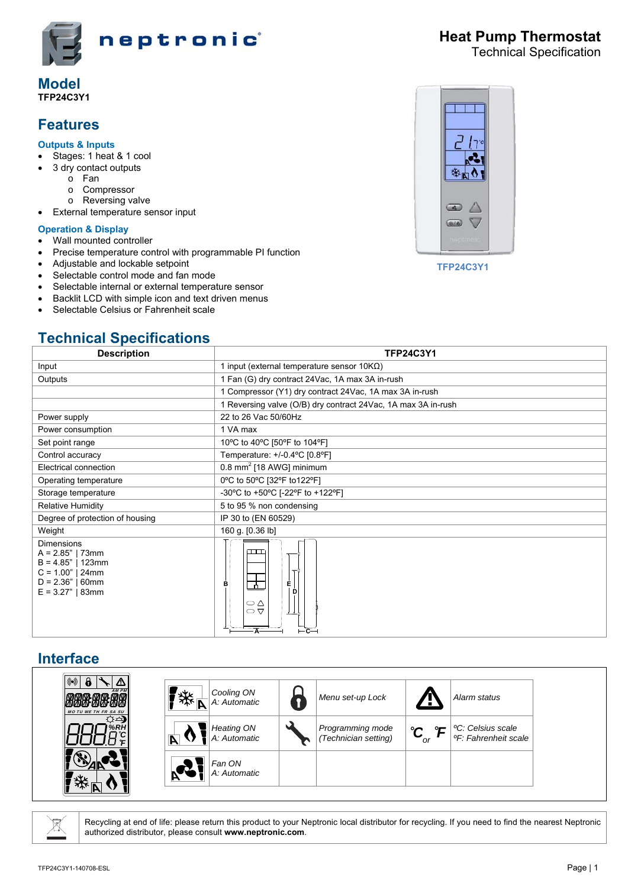neptronic

# Heat Pump Thermostat
Technical Specification

## Model
**TFP24C3Y1**

## Features

### Outputs & Inputs
- Stages: 1 heat & 1 cool
- 3 dry contact outputs
  - Fan
  - Compressor
  - Reversing valve
- External temperature sensor input

### Operation & Display
- Wall mounted controller
- Precise temperature control with programmable PI function
- Adjustable and lockable setpoint
- Selectable control mode and fan mode
- Selectable internal or external temperature sensor
- Backlit LCD with simple icon and text driven menus
- Selectable Celsius or Fahrenheit scale

TFP24C3Y1

## Technical Specifications

| Description | TFP24C3Y1 |
|---|---|
| Input | 1 input (external temperature sensor 10KΩ) |
| Outputs | 1 Fan (G) dry contract 24Vac, 1A max 3A in-rush |
| | 1 Compressor (Y1) dry contract 24Vac, 1A max 3A in-rush |
| | 1 Reversing valve (O/B) dry contract 24Vac, 1A max 3A in-rush |
| Power supply | 22 to 26 Vac 50/60Hz |
| Power consumption | 1 VA max |
| Set point range | 10ºC to 40ºC [50ºF to 104ºF] |
| Control accuracy | Temperature: +/-0.4ºC [0.8ºF] |
| Electrical connection | 0.8 mm$^2$ [18 AWG] minimum |
| Operating temperature | 0ºC to 50ºC [32ºF to122ºF] |
| Storage temperature | -30ºC to +50ºC [-22ºF to +122ºF] |
| Relative Humidity | 5 to 95 % non condensing |
| Degree of protection of housing | IP 30 to (EN 60529) |
| Weight | 160 g. [0.36 lb] |
| Dimensions<br>A = 2.85" \| 73mm<br>B = 4.85" \| 123mm<br>C = 1.00" \| 24mm<br>D = 2.36" \| 60mm<br>E = 3.27" \| 83mm | |

## Interface

| | | | | | |
|---|---|---|---|---|---|
| | Cooling ON<br>A: Automatic | | Menu set-up Lock | | Alarm status |
| | Heating ON<br>A: Automatic | | Programming mode<br>(Technician setting) | ºC or ºF | ºC: Celsius scale<br>ºF: Fahrenheit scale |
| | Fan ON<br>A: Automatic | | | | |

Recycling at end of life: please return this product to your Neptronic local distributor for recycling. If you need to find the nearest Neptronic authorized distributor, please consult **www.neptronic.com**.

TFP24C3Y1-140708-ESL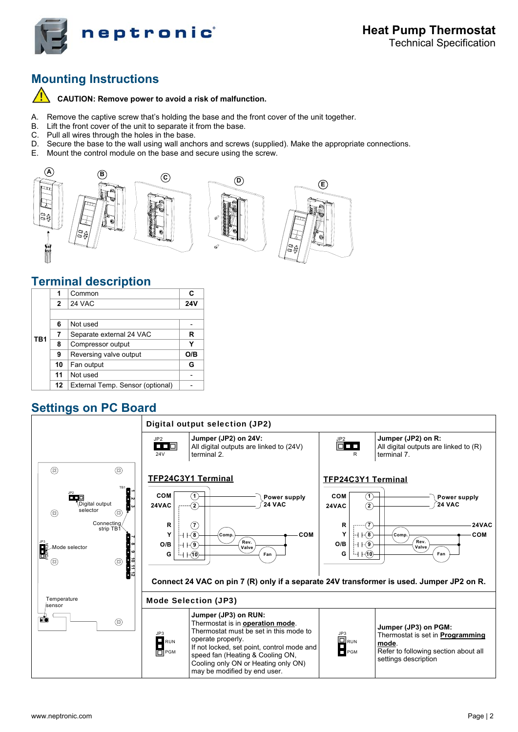## Mounting Instructions

**CAUTION: Remove power to avoid a risk of malfunction.**

A. Remove the captive screw that's holding the base and the front cover of the unit together.
B. Lift the front cover of the unit to separate it from the base.
C. Pull all wires through the holes in the base.
D. Secure the base to the wall using wall anchors and screws (supplied). Make the appropriate connections.
E. Mount the control module on the base and secure using the screw.

## Terminal description

| | | | |
|---|---|---|---|
| TB1 | 1 | Common | C |
| | 2 | 24 VAC | 24V |
| | | | |
| | 6 | Not used | - |
| | 7 | Separate external 24 VAC | R |
| | 8 | Compressor output | Y |
| | 9 | Reversing valve output | O/B |
| | 10 | Fan output | G |
| | 11 | Not used | - |
| | 12 | External Temp. Sensor (optional) | - |

## Settings on PC Board

### Digital output selection (JP2)

**Jumper (JP2) on 24V:**
All digital outputs are linked to (24V) terminal 2.

**Jumper (JP2) on R:**
All digital outputs are linked to (R) terminal 7.

**TFP24C3Y1 Terminal**

**TFP24C3Y1 Terminal**

**Connect 24 VAC on pin 7 (R) only if a separate 24V transformer is used. Jumper JP2 on R.**

### Mode Selection (JP3)

**Jumper (JP3) on RUN:**
Thermostat is in **operation mode**.
Thermostat must be set in this mode to operate properly.
If not locked, set point, control mode and speed fan (Heating & Cooling ON, Cooling only ON or Heating only ON) may be modified by end user.

**Jumper (JP3) on PGM:**
Thermostat is set in **Programming mode**.
Refer to following section about all settings description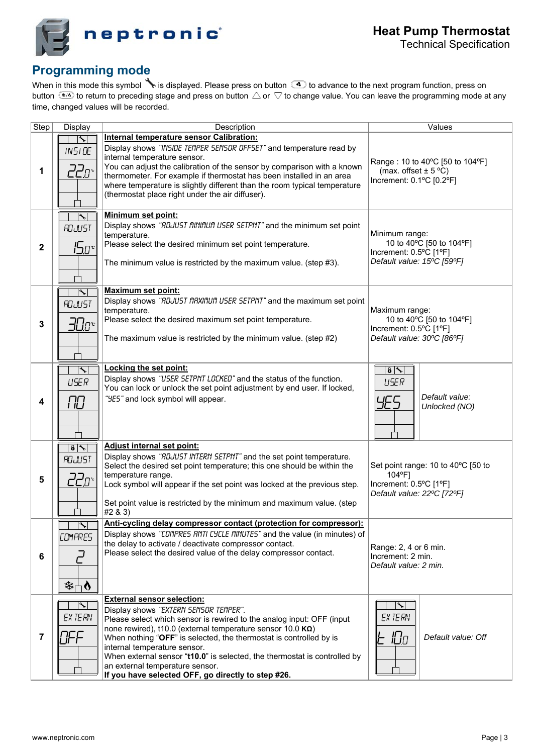## Programming mode

When in this mode this symbol 🔧 is displayed. Please press on button to advance to the next program function, press on button to return to preceding stage and press on button △ or ▽ to change value. You can leave the programming mode at any time, changed values will be recorded.

| Step | Display | Description | Values |
|---|---|---|---|
| 1 | INSIDE 22.0°c | **Internal temperature sensor Calibration:** Display shows *"INSIDE TEMPER SENSOR OFFSET"* and temperature read by internal temperature sensor. You can adjust the calibration of the sensor by comparison with a known thermometer. For example if thermostat has been installed in an area where temperature is slightly different than the room typical temperature (thermostat place right under the air diffuser). | Range : 10 to 40ºC [50 to 104ºF] (max. offset ± 5 ºC) Increment: 0.1ºC [0.2ºF] |
| 2 | ADJUST 15.0°c | **Minimum set point:** Display shows *"ADJUST MINIMUM USER SETPNT"* and the minimum set point temperature. Please select the desired minimum set point temperature. The minimum value is restricted by the maximum value. (step #3). | Minimum range: 10 to 40ºC [50 to 104ºF] Increment: 0.5ºC [1ºF] *Default value: 15ºC [59ºF]* |
| 3 | ADJUST 30.0°c | **Maximum set point:** Display shows *"ADJUST MAXIMUM USER SETPNT"* and the maximum set point temperature. Please select the desired maximum set point temperature. The maximum value is restricted by the minimum value. (step #2) | Maximum range: 10 to 40ºC [50 to 104ºF] Increment: 0.5ºC [1ºF] *Default value: 30ºC [86ºF]* |
| 4 | USER NO | **Locking the set point:** Display shows *"USER SETPNT LOCKED"* and the status of the function. You can lock or unlock the set point adjustment by end user. If locked, *"YES"* and lock symbol will appear. | USER YES — *Default value: Unlocked (NO)* |
| 5 | ADJUST 22.0°c | **Adjust internal set point:** Display shows *"ADJUST INTERN SETPNT"* and the set point temperature. Select the desired set point temperature; this one should be within the temperature range. Lock symbol will appear if the set point was locked at the previous step. Set point value is restricted by the minimum and maximum value. (step #2 & 3) | Set point range: 10 to 40ºC [50 to 104ºF] Increment: 0.5ºC [1ºF] *Default value: 22ºC [72ºF]* |
| 6 | COMPRES 2 | **Anti-cycling delay compressor contact (protection for compressor):** Display shows *"COMPRES ANTI CYCLE MINUTES"* and the value (in minutes) of the delay to activate / deactivate compressor contact. Please select the desired value of the delay compressor contact. | Range: 2, 4 or 6 min. Increment: 2 min. *Default value: 2 min.* |
| 7 | EXTERN OFF | **External sensor selection:** Display shows *"EXTERN SENSOR TEMPER"*. Please select which sensor is rewired to the analog input: OFF (input none rewired), t10.0 (external temperature sensor 10.0 **KΩ**) When nothing "**OFF**" is selected, the thermostat is controlled by is internal temperature sensor. When external sensor "**t10.0**" is selected, the thermostat is controlled by an external temperature sensor. **If you have selected OFF, go directly to step #26.** | EXTERN t 10.0 — *Default value: Off* |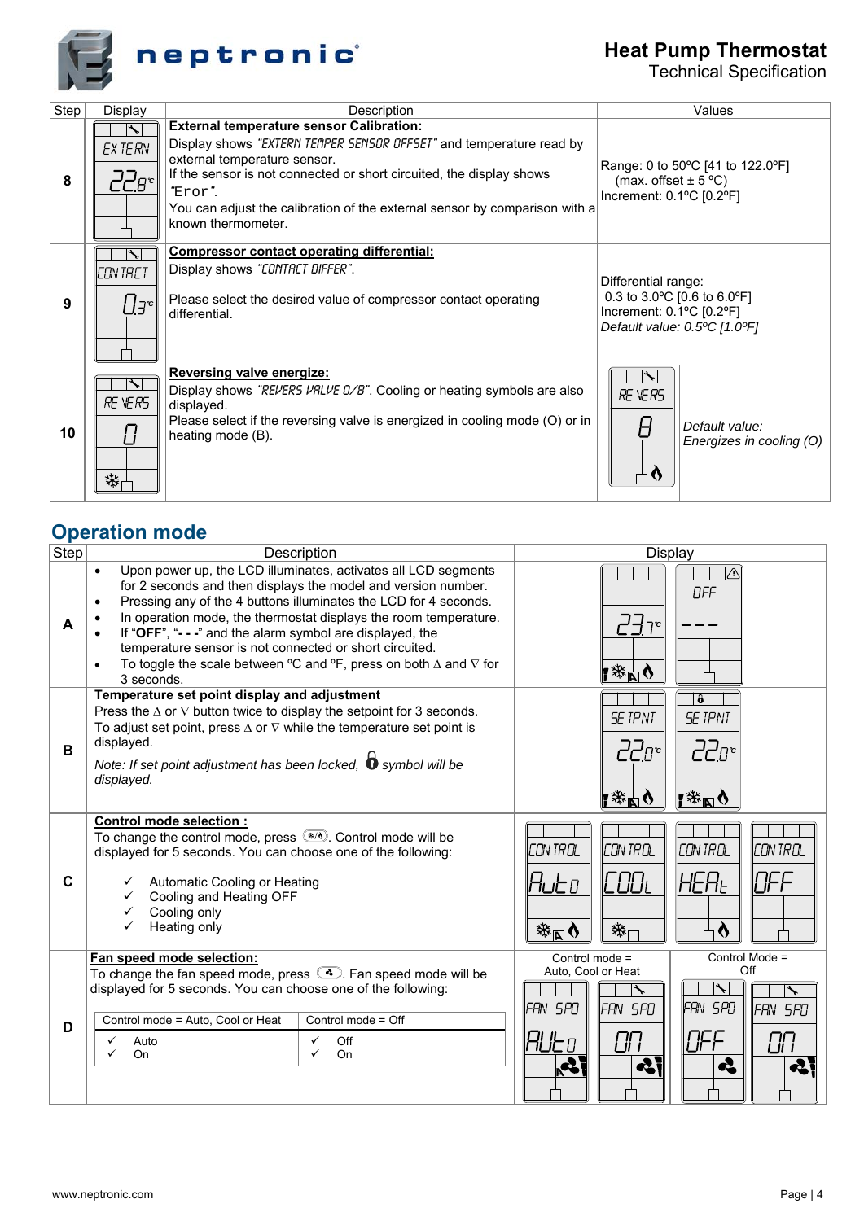| Step | Display | Description | Values |
|---|---|---|---|
| 8 | EXTERN 22.8°C | **External temperature sensor Calibration:** Display shows *"EXTERN TEMPER SENSOR OFFSET"* and temperature read by external temperature sensor. If the sensor is not connected or short circuited, the display shows "Eror". You can adjust the calibration of the external sensor by comparison with a known thermometer. | Range: 0 to 50ºC [41 to 122.0ºF] (max. offset ± 5 ºC) Increment: 0.1ºC [0.2ºF] |
| 9 | CONTACT 0.3°C | **Compressor contact operating differential:** Display shows *"CONTACT DIFFER"*. Please select the desired value of compressor contact operating differential. | Differential range: 0.3 to 3.0ºC [0.6 to 6.0ºF] Increment: 0.1ºC [0.2ºF] *Default value: 0.5ºC [1.0ºF]* |
| 10 | REVERS O | **Reversing valve energize:** Display shows *"REVERS VALVE O/B"*. Cooling or heating symbols are also displayed. Please select if the reversing valve is energized in cooling mode (O) or in heating mode (B). | REVERS B — *Default value: Energizes in cooling (O)* |

## Operation mode

| Step | Description | Display |
|---|---|---|
| A | • Upon power up, the LCD illuminates, activates all LCD segments for 2 seconds and then displays the model and version number.<br>• Pressing any of the 4 buttons illuminates the LCD for 4 seconds.<br>• In operation mode, the thermostat displays the room temperature.<br>• If "**OFF**", "**- - -**" and the alarm symbol are displayed, the temperature sensor is not connected or short circuited.<br>• To toggle the scale between ºC and ºF, press on both ∆ and ∇ for 3 seconds. | 23.7°C — OFF --- |
| B | **Temperature set point display and adjustment**<br>Press the ∆ or ∇ button twice to display the setpoint for 3 seconds. To adjust set point, press ∆ or ∇ while the temperature set point is displayed.<br>*Note: If set point adjustment has been locked, 🔒 symbol will be displayed.* | SETPNT 22.0°C — SETPNT 22.0°C |
| C | **Control mode selection :**<br>To change the control mode, press (❄/🔥). Control mode will be displayed for 5 seconds. You can choose one of the following:<br>✓ Automatic Cooling or Heating<br>✓ Cooling and Heating OFF<br>✓ Cooling only<br>✓ Heating only | CONTROL Auto — CONTROL COOL — CONTROL HEAT — CONTROL OFF |
| D | **Fan speed mode selection:**<br>To change the fan speed mode, press (fan). Fan speed mode will be displayed for 5 seconds. You can choose one of the following:<br>Control mode = Auto, Cool or Heat: ✓ Auto, ✓ On<br>Control mode = Off: ✓ Off, ✓ On | Control mode = Auto, Cool or Heat: FAN SPD Auto — FAN SPD On<br>Control Mode = Off: FAN SPD OFF — FAN SPD On |